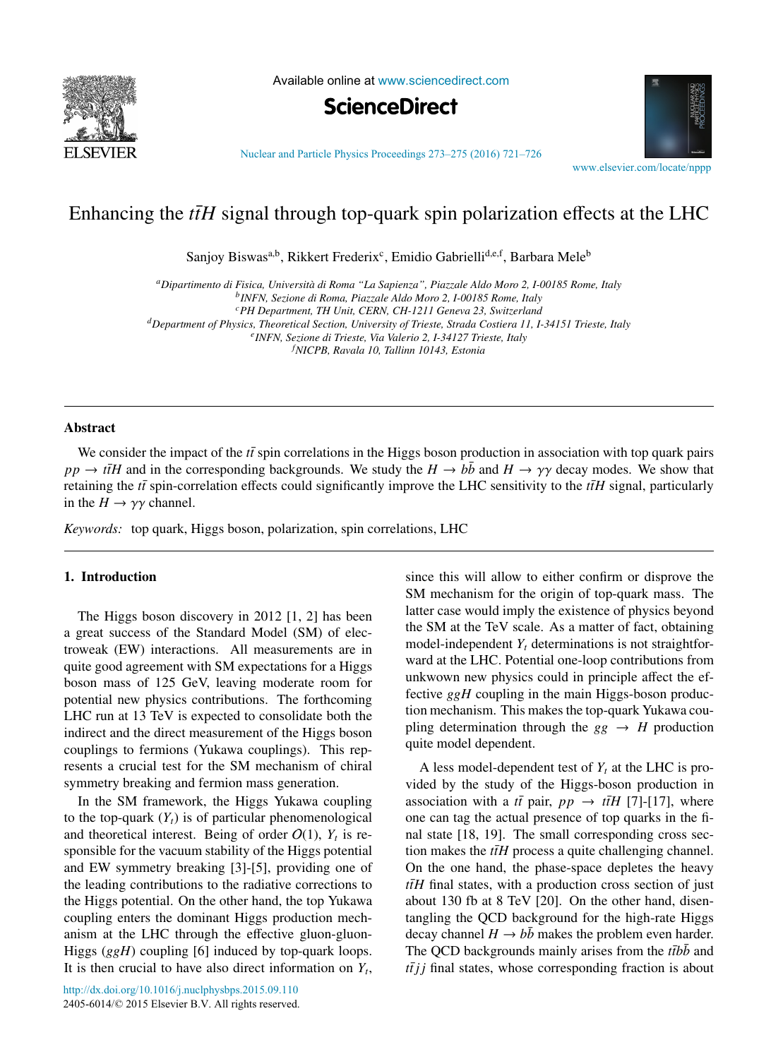# Enhancing the $t\bar{t}H$ signal through top-quark spin polarization effects at the LHC

Sanjoy Biswas[a,b], Rikkert Frederix[c], Emidio Gabrielli[d,e,f], Barbara Mele[b]

[a] *Dipartimento di Fisica, Università di Roma "La Sapienza", Piazzale Aldo Moro 2, I-00185 Rome, Italy*
[b] *INFN, Sezione di Roma, Piazzale Aldo Moro 2, I-00185 Rome, Italy*
[c] *PH Department, TH Unit, CERN, CH-1211 Geneva 23, Switzerland*
[d] *Department of Physics, Theoretical Section, University of Trieste, Strada Costiera 11, I-34151 Trieste, Italy*
[e] *INFN, Sezione di Trieste, Via Valerio 2, I-34127 Trieste, Italy*
[f] *NICPB, Ravala 10, Tallinn 10143, Estonia*

---

## Abstract

We consider the impact of the $t\bar{t}$ spin correlations in the Higgs boson production in association with top quark pairs $pp \to t\bar{t}H$ and in the corresponding backgrounds. We study the $H \to b\bar{b}$ and $H \to \gamma\gamma$ decay modes. We show that retaining the $t\bar{t}$ spin-correlation effects could significantly improve the LHC sensitivity to the $t\bar{t}H$ signal, particularly in the $H \to \gamma\gamma$ channel.

*Keywords:* top quark, Higgs boson, polarization, spin correlations, LHC

---

## 1. Introduction

The Higgs boson discovery in 2012 [1, 2] has been a great success of the Standard Model (SM) of electroweak (EW) interactions. All measurements are in quite good agreement with SM expectations for a Higgs boson mass of 125 GeV, leaving moderate room for potential new physics contributions. The forthcoming LHC run at 13 TeV is expected to consolidate both the indirect and the direct measurement of the Higgs boson couplings to fermions (Yukawa couplings). This represents a crucial test for the SM mechanism of chiral symmetry breaking and fermion mass generation.

In the SM framework, the Higgs Yukawa coupling to the top-quark ($Y_t$) is of particular phenomenological and theoretical interest. Being of order $O(1)$, $Y_t$ is responsible for the vacuum stability of the Higgs potential and EW symmetry breaking [3]-[5], providing one of the leading contributions to the radiative corrections to the Higgs potential. On the other hand, the top Yukawa coupling enters the dominant Higgs production mechanism at the LHC through the effective gluon-gluon-Higgs ($ggH$) coupling [6] induced by top-quark loops. It is then crucial to have also direct information on $Y_t$, since this will allow to either confirm or disprove the SM mechanism for the origin of top-quark mass. The latter case would imply the existence of physics beyond the SM at the TeV scale. As a matter of fact, obtaining model-independent $Y_t$ determinations is not straightforward at the LHC. Potential one-loop contributions from unkwown new physics could in principle affect the effective $ggH$ coupling in the main Higgs-boson production mechanism. This makes the top-quark Yukawa coupling determination through the $gg \to H$ production quite model dependent.

A less model-dependent test of $Y_t$ at the LHC is provided by the study of the Higgs-boson production in association with a $t\bar{t}$ pair, $pp \to t\bar{t}H$ [7]-[17], where one can tag the actual presence of top quarks in the final state [18, 19]. The small corresponding cross section makes the $t\bar{t}H$ process a quite challenging channel. On the one hand, the phase-space depletes the heavy $t\bar{t}H$ final states, with a production cross section of just about 130 fb at 8 TeV [20]. On the other hand, disentangling the QCD background for the high-rate Higgs decay channel $H \to b\bar{b}$ makes the problem even harder. The QCD backgrounds mainly arises from the $t\bar{t}b\bar{b}$ and $t\bar{t}jj$ final states, whose corresponding fraction is about

http://dx.doi.org/10.1016/j.nuclphysbps.2015.09.110
2405-6014/© 2015 Elsevier B.V. All rights reserved.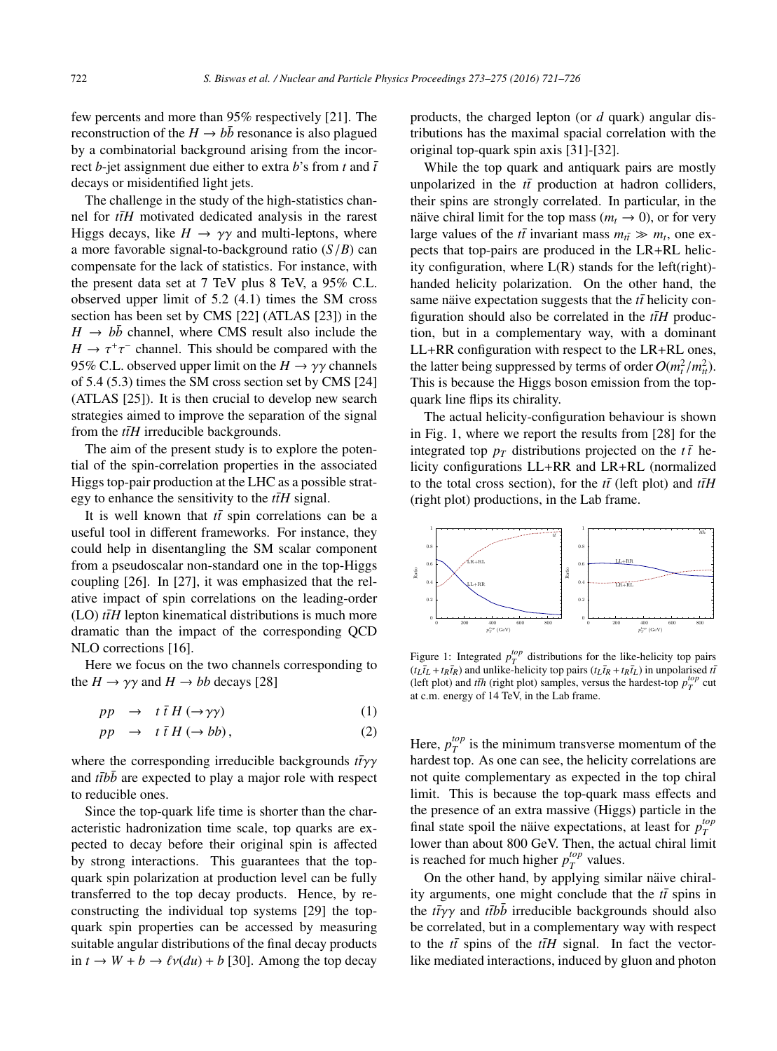few percents and more than 95% respectively [21]. The reconstruction of the $H \to b\bar{b}$ resonance is also plagued by a combinatorial background arising from the incorrect $b$-jet assignment due either to extra $b$'s from $t$ and $\bar{t}$ decays or misidentified light jets.

The challenge in the study of the high-statistics channel for $t\bar{t}H$ motivated dedicated analysis in the rarest Higgs decays, like $H \to \gamma\gamma$ and multi-leptons, where a more favorable signal-to-background ratio ($S/B$) can compensate for the lack of statistics. For instance, with the present data set at 7 TeV plus 8 TeV, a 95% C.L. observed upper limit of 5.2 (4.1) times the SM cross section has been set by CMS [22] (ATLAS [23]) in the $H \to b\bar{b}$ channel, where CMS result also include the $H \to \tau^+\tau^-$ channel. This should be compared with the 95% C.L. observed upper limit on the $H \to \gamma\gamma$ channels of 5.4 (5.3) times the SM cross section set by CMS [24] (ATLAS [25]). It is then crucial to develop new search strategies aimed to improve the separation of the signal from the $t\bar{t}H$ irreducible backgrounds.

The aim of the present study is to explore the potential of the spin-correlation properties in the associated Higgs top-pair production at the LHC as a possible strategy to enhance the sensitivity to the $t\bar{t}H$ signal.

It is well known that $t\bar{t}$ spin correlations can be a useful tool in different frameworks. For instance, they could help in disentangling the SM scalar component from a pseudoscalar non-standard one in the top-Higgs coupling [26]. In [27], it was emphasized that the relative impact of spin correlations on the leading-order (LO) $t\bar{t}H$ lepton kinematical distributions is much more dramatic than the impact of the corresponding QCD NLO corrections [16].

Here we focus on the two channels corresponding to the $H \to \gamma\gamma$ and $H \to bb$ decays [28]

$$pp \;\; \to \;\; t\,\bar{t}\,H\,(\to \gamma\gamma) \tag{1}$$

$$pp \;\; \to \;\; t\,\bar{t}\,H\,(\to bb)\,, \tag{2}$$

where the corresponding irreducible backgrounds $t\bar{t}\gamma\gamma$ and $t\bar{t}b\bar{b}$ are expected to play a major role with respect to reducible ones.

Since the top-quark life time is shorter than the characteristic hadronization time scale, top quarks are expected to decay before their original spin is affected by strong interactions. This guarantees that the top-quark spin polarization at production level can be fully transferred to the top decay products. Hence, by reconstructing the individual top systems [29] the top-quark spin properties can be accessed by measuring suitable angular distributions of the final decay products in $t \to W + b \to \ell\nu(du) + b$ [30]. Among the top decay products, the charged lepton (or $d$ quark) angular distributions has the maximal spacial correlation with the original top-quark spin axis [31]-[32].

While the top quark and antiquark pairs are mostly unpolarized in the $t\bar{t}$ production at hadron colliders, their spins are strongly correlated. In particular, in the näive chiral limit for the top mass ($m_t \to 0$), or for very large values of the $t\bar{t}$ invariant mass $m_{t\bar{t}} \gg m_t$, one expects that top-pairs are produced in the LR+RL helicity configuration, where L(R) stands for the left(right)-handed helicity polarization. On the other hand, the same näive expectation suggests that the $t\bar{t}$ helicity configuration should also be correlated in the $t\bar{t}H$ production, but in a complementary way, with a dominant LL+RR configuration with respect to the LR+RL ones, the latter being suppressed by terms of order $O(m_t^2/m_{tt}^2)$. This is because the Higgs boson emission from the top-quark line flips its chirality.

The actual helicity-configuration behaviour is shown in Fig. 1, where we report the results from [28] for the integrated top $p_T$ distributions projected on the $t\,\bar{t}$ helicity configurations LL+RR and LR+RL (normalized to the total cross section), for the $t\bar{t}$ (left plot) and $t\bar{t}H$ (right plot) productions, in the Lab frame.

Figure 1: Integrated $p_T^{top}$ distributions for the like-helicity top pairs ($t_L\bar{t}_L + t_R\bar{t}_R$) and unlike-helicity top pairs ($t_L\bar{t}_R + t_R\bar{t}_L$) in unpolarised $t\bar{t}$ (left plot) and $t\bar{t}h$ (right plot) samples, versus the hardest-top $p_T^{top}$ cut at c.m. energy of 14 TeV, in the Lab frame.

Here, $p_T^{top}$ is the minimum transverse momentum of the hardest top. As one can see, the helicity correlations are not quite complementary as expected in the top chiral limit. This is because the top-quark mass effects and the presence of an extra massive (Higgs) particle in the final state spoil the näive expectations, at least for $p_T^{top}$ lower than about 800 GeV. Then, the actual chiral limit is reached for much higher $p_T^{top}$ values.

On the other hand, by applying similar näive chirality arguments, one might conclude that the $t\bar{t}$ spins in the $t\bar{t}\gamma\gamma$ and $t\bar{t}b\bar{b}$ irreducible backgrounds should also be correlated, but in a complementary way with respect to the $t\bar{t}$ spins of the $t\bar{t}H$ signal. In fact the vector-like mediated interactions, induced by gluon and photon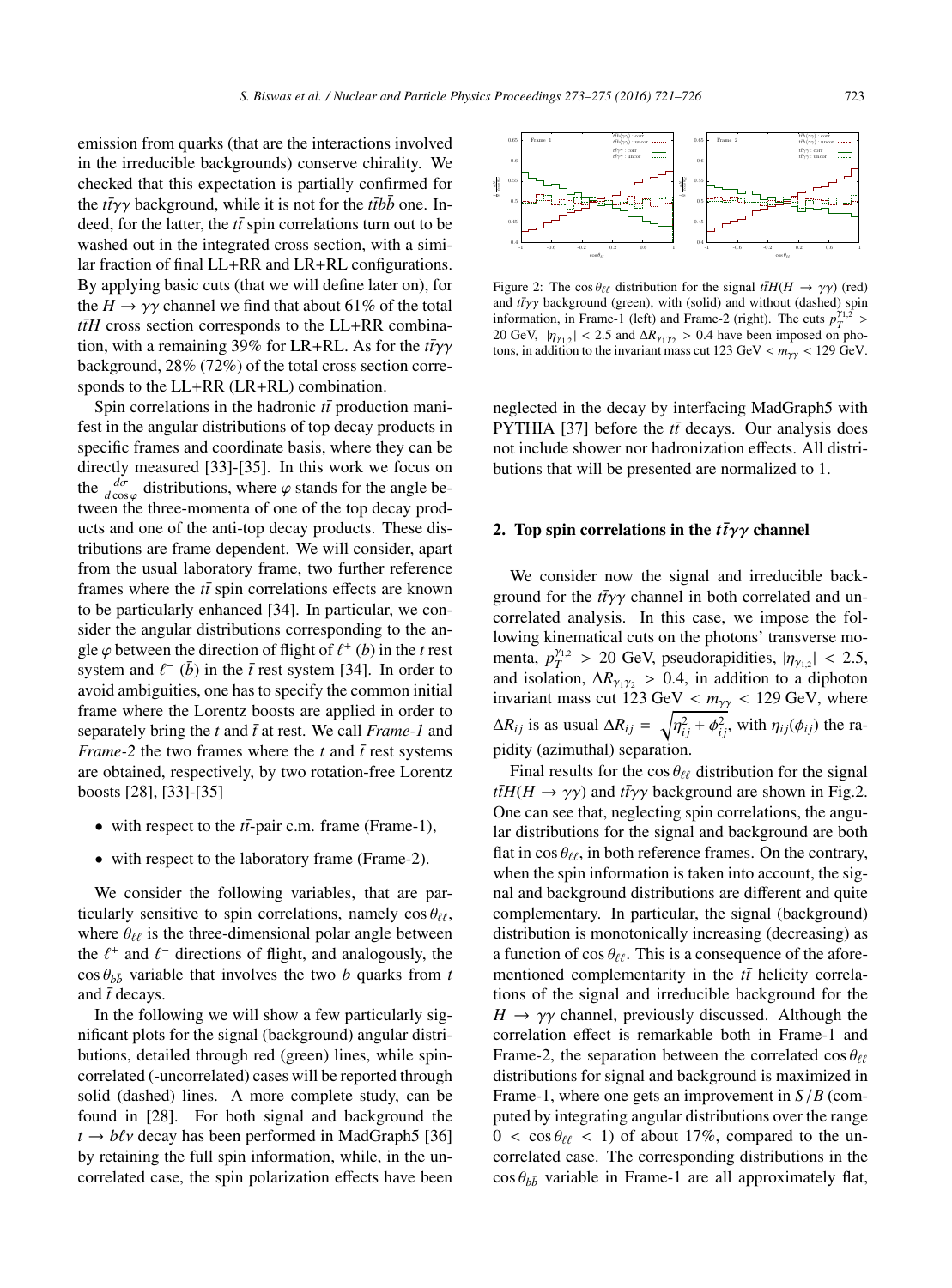emission from quarks (that are the interactions involved in the irreducible backgrounds) conserve chirality. We checked that this expectation is partially confirmed for the $t\bar{t}\gamma\gamma$ background, while it is not for the $t\bar{t}b\bar{b}$ one. Indeed, for the latter, the $t\bar{t}$ spin correlations turn out to be washed out in the integrated cross section, with a similar fraction of final LL+RR and LR+RL configurations. By applying basic cuts (that we will define later on), for the $H \to \gamma\gamma$ channel we find that about 61% of the total $t\bar{t}H$ cross section corresponds to the LL+RR combination, with a remaining 39% for LR+RL. As for the $t\bar{t}\gamma\gamma$ background, 28% (72%) of the total cross section corresponds to the LL+RR (LR+RL) combination.

Spin correlations in the hadronic $t\bar{t}$ production manifest in the angular distributions of top decay products in specific frames and coordinate basis, where they can be directly measured [33]-[35]. In this work we focus on the $\frac{d\sigma}{d\cos\varphi}$ distributions, where $\varphi$ stands for the angle between the three-momenta of one of the top decay products and one of the anti-top decay products. These distributions are frame dependent. We will consider, apart from the usual laboratory frame, two further reference frames where the $t\bar{t}$ spin correlations effects are known to be particularly enhanced [34]. In particular, we consider the angular distributions corresponding to the angle $\varphi$ between the direction of flight of $\ell^+$ ($b$) in the $t$ rest system and $\ell^-$ ($\bar{b}$) in the $\bar{t}$ rest system [34]. In order to avoid ambiguities, one has to specify the common initial frame where the Lorentz boosts are applied in order to separately bring the $t$ and $\bar{t}$ at rest. We call *Frame-1* and *Frame-2* the two frames where the $t$ and $\bar{t}$ rest systems are obtained, respectively, by two rotation-free Lorentz boosts [28], [33]-[35]

- with respect to the $t\bar{t}$-pair c.m. frame (Frame-1),
- with respect to the laboratory frame (Frame-2).

We consider the following variables, that are particularly sensitive to spin correlations, namely $\cos\theta_{\ell\ell}$, where $\theta_{\ell\ell}$ is the three-dimensional polar angle between the $\ell^+$ and $\ell^-$ directions of flight, and analogously, the $\cos\theta_{b\bar{b}}$ variable that involves the two $b$ quarks from $t$ and $\bar{t}$ decays.

In the following we will show a few particularly significant plots for the signal (background) angular distributions, detailed through red (green) lines, while spin-correlated (-uncorrelated) cases will be reported through solid (dashed) lines. A more complete study, can be found in [28]. For both signal and background the $t \to b\ell\nu$ decay has been performed in MadGraph5 [36] by retaining the full spin information, while, in the uncorrelated case, the spin polarization effects have been neglected in the decay by interfacing MadGraph5 with PYTHIA [37] before the $t\bar{t}$ decays. Our analysis does not include shower nor hadronization effects. All distributions that will be presented are normalized to 1.

Figure 2: The $\cos\theta_{\ell\ell}$ distribution for the signal $t\bar{t}H(H \to \gamma\gamma)$ (red) and $t\bar{t}\gamma\gamma$ background (green), with (solid) and without (dashed) spin information, in Frame-1 (left) and Frame-2 (right). The cuts $p_T^{\gamma_{1,2}} >$ 20 GeV, $|\eta_{\gamma_{1,2}}| < 2.5$ and $\Delta R_{\gamma_1\gamma_2} > 0.4$ have been imposed on photons, in addition to the invariant mass cut 123 GeV $< m_{\gamma\gamma} <$ 129 GeV.

## 2. Top spin correlations in the $t\bar{t}\gamma\gamma$ channel

We consider now the signal and irreducible background for the $t\bar{t}\gamma\gamma$ channel in both correlated and uncorrelated analysis. In this case, we impose the following kinematical cuts on the photons' transverse momenta, $p_T^{\gamma_{1,2}} > 20$ GeV, pseudorapidities, $|\eta_{\gamma_{1,2}}| < 2.5$, and isolation, $\Delta R_{\gamma_1\gamma_2} > 0.4$, in addition to a diphoton invariant mass cut 123 GeV $< m_{\gamma\gamma} <$ 129 GeV, where $\Delta R_{ij}$ is as usual $\Delta R_{ij} = \sqrt{\eta_{ij}^2 + \phi_{ij}^2}$, with $\eta_{ij}(\phi_{ij})$ the rapidity (azimuthal) separation.

Final results for the $\cos\theta_{\ell\ell}$ distribution for the signal $t\bar{t}H(H \to \gamma\gamma)$ and $t\bar{t}\gamma\gamma$ background are shown in Fig.2. One can see that, neglecting spin correlations, the angular distributions for the signal and background are both flat in $\cos\theta_{\ell\ell}$, in both reference frames. On the contrary, when the spin information is taken into account, the signal and background distributions are different and quite complementary. In particular, the signal (background) distribution is monotonically increasing (decreasing) as a function of $\cos\theta_{\ell\ell}$. This is a consequence of the aforementioned complementarity in the $t\bar{t}$ helicity correlations of the signal and irreducible background for the $H \to \gamma\gamma$ channel, previously discussed. Although the correlation effect is remarkable both in Frame-1 and Frame-2, the separation between the correlated $\cos\theta_{\ell\ell}$ distributions for signal and background is maximized in Frame-1, where one gets an improvement in $S/B$ (computed by integrating angular distributions over the range $0 < \cos\theta_{\ell\ell} < 1$) of about 17%, compared to the uncorrelated case. The corresponding distributions in the $\cos\theta_{b\bar{b}}$ variable in Frame-1 are all approximately flat,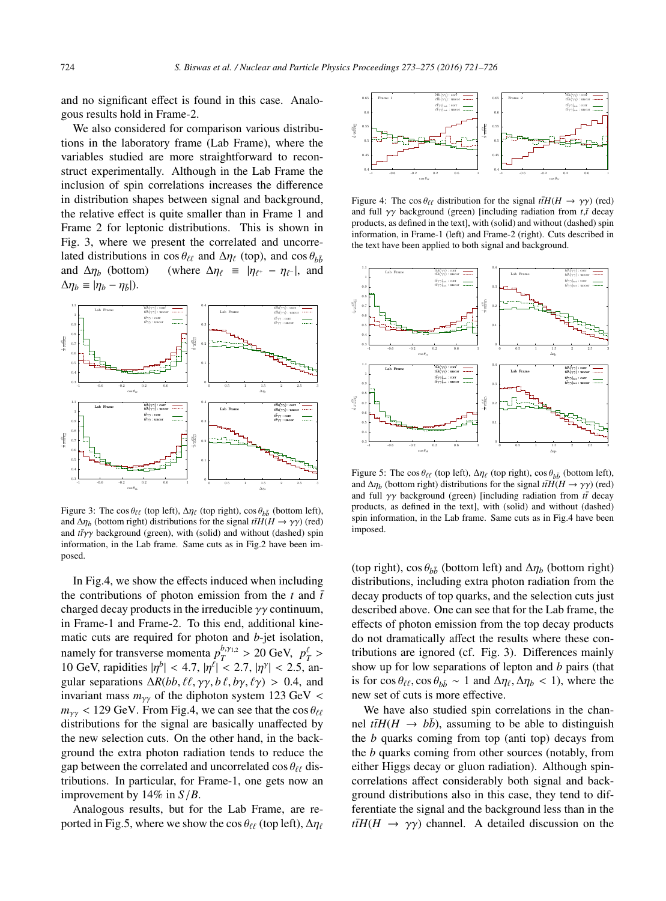and no significant effect is found in this case. Analogous results hold in Frame-2.

We also considered for comparison various distributions in the laboratory frame (Lab Frame), where the variables studied are more straightforward to reconstruct experimentally. Although in the Lab Frame the inclusion of spin correlations increases the difference in distribution shapes between signal and background, the relative effect is quite smaller than in Frame 1 and Frame 2 for leptonic distributions. This is shown in Fig. 3, where we present the correlated and uncorrelated distributions in $\cos\theta_{\ell\ell}$ and $\Delta\eta_\ell$ (top), and $\cos\theta_{b\bar{b}}$ and $\Delta\eta_b$ (bottom) (where $\Delta\eta_\ell \equiv |\eta_{\ell^+} - \eta_{\ell^-}|$, and $\Delta\eta_b \equiv |\eta_b - \eta_{\bar{b}}|$).

Figure 3: The $\cos\theta_{\ell\ell}$ (top left), $\Delta\eta_\ell$ (top right), $\cos\theta_{b\bar{b}}$ (bottom left), and $\Delta\eta_b$ (bottom right) distributions for the signal $t\bar{t}H(H \to \gamma\gamma)$ (red) and $t\bar{t}\gamma\gamma$ background (green), with (solid) and without (dashed) spin information, in the Lab frame. Same cuts as in Fig.2 have been imposed.

In Fig.4, we show the effects induced when including the contributions of photon emission from the $t$ and $\bar{t}$ charged decay products in the irreducible $\gamma\gamma$ continuum, in Frame-1 and Frame-2. To this end, additional kinematic cuts are required for photon and $b$-jet isolation, namely for transverse momenta $p_T^{b,\gamma_{1,2}} > 20$ GeV, $p_T^\ell > 10$ GeV, rapidities $|\eta^b| < 4.7$, $|\eta^\ell| < 2.7$, $|\eta^\gamma| < 2.5$, angular separations $\Delta R(bb, \ell\ell, \gamma\gamma, b\,\ell, b\gamma, \ell\gamma) > 0.4$, and invariant mass $m_{\gamma\gamma}$ of the diphoton system 123 GeV $< m_{\gamma\gamma} <$ 129 GeV. From Fig.4, we can see that the $\cos\theta_{\ell\ell}$ distributions for the signal are basically unaffected by the new selection cuts. On the other hand, in the background the extra photon radiation tends to reduce the gap between the correlated and uncorrelated $\cos\theta_{\ell\ell}$ distributions. In particular, for Frame-1, one gets now an improvement by 14% in $S/B$.

Analogous results, but for the Lab Frame, are reported in Fig.5, where we show the $\cos\theta_{\ell\ell}$ (top left), $\Delta\eta_\ell$

Figure 4: The $\cos\theta_{\ell\ell}$ distribution for the signal $t\bar{t}H(H \to \gamma\gamma)$ (red) and full $\gamma\gamma$ background (green) [including radiation from $t,\bar{t}$ decay products, as defined in the text], with (solid) and without (dashed) spin information, in Frame-1 (left) and Frame-2 (right). Cuts described in the text have been applied to both signal and background.

Figure 5: The $\cos\theta_{\ell\ell}$ (top left), $\Delta\eta_\ell$ (top right), $\cos\theta_{b\bar{b}}$ (bottom left), and $\Delta\eta_b$ (bottom right) distributions for the signal $t\bar{t}H(H \to \gamma\gamma)$ (red) and full $\gamma\gamma$ background (green) [including radiation from $t\bar{t}$ decay products, as defined in the text], with (solid) and without (dashed) spin information, in the Lab frame. Same cuts as in Fig.4 have been imposed.

(top right), $\cos\theta_{b\bar{b}}$ (bottom left) and $\Delta\eta_b$ (bottom right) distributions, including extra photon radiation from the decay products of top quarks, and the selection cuts just described above. One can see that for the Lab frame, the effects of photon emission from the top decay products do not dramatically affect the results where these contributions are ignored (cf. Fig. 3). Differences mainly show up for low separations of lepton and $b$ pairs (that is for $\cos\theta_{\ell\ell}, \cos\theta_{b\bar{b}} \sim 1$ and $\Delta\eta_\ell, \Delta\eta_b < 1$), where the new set of cuts is more effective.

We have also studied spin correlations in the channel $t\bar{t}H(H \to b\bar{b})$, assuming to be able to distinguish the $b$ quarks coming from top (anti top) decays from the $b$ quarks coming from other sources (notably, from either Higgs decay or gluon radiation). Although spin-correlations affect considerably both signal and background distributions also in this case, they tend to differentiate the signal and the background less than in the $t\bar{t}H(H \to \gamma\gamma)$ channel. A detailed discussion on the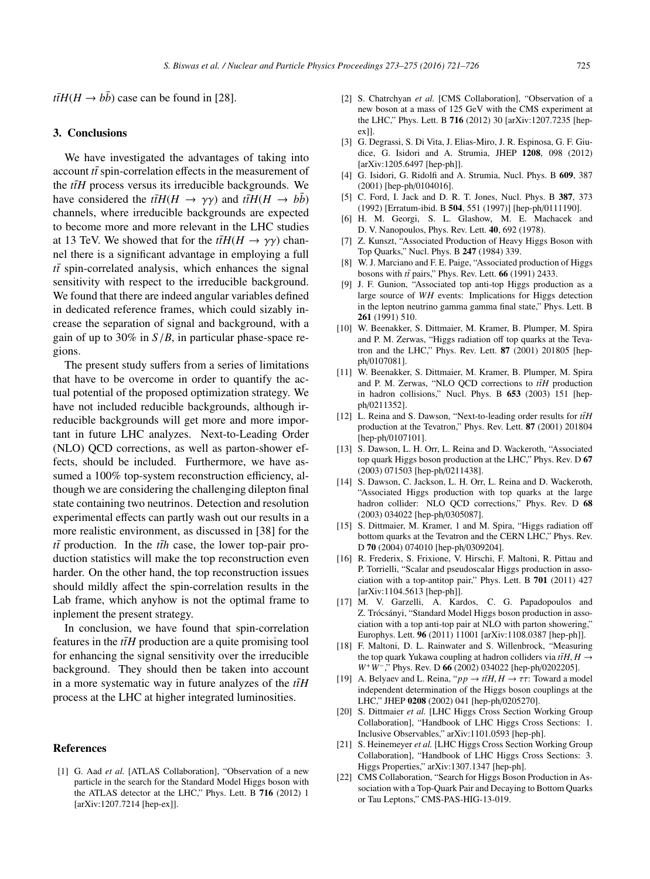$t\bar{t}H(H \to b\bar{b})$ case can be found in [28].

## 3. Conclusions

We have investigated the advantages of taking into account $t\bar{t}$ spin-correlation effects in the measurement of the $t\bar{t}H$ process versus its irreducible backgrounds. We have considered the $t\bar{t}H(H \to \gamma\gamma)$ and $t\bar{t}H(H \to b\bar{b})$ channels, where irreducible backgrounds are expected to become more and more relevant in the LHC studies at 13 TeV. We showed that for the $t\bar{t}H(H \to \gamma\gamma)$ channel there is a significant advantage in employing a full $t\bar{t}$ spin-correlated analysis, which enhances the signal sensitivity with respect to the irreducible background. We found that there are indeed angular variables defined in dedicated reference frames, which could sizably increase the separation of signal and background, with a gain of up to 30% in $S/B$, in particular phase-space regions.

The present study suffers from a series of limitations that have to be overcome in order to quantify the actual potential of the proposed optimization strategy. We have not included reducible backgrounds, although irreducible backgrounds will get more and more important in future LHC analyzes. Next-to-Leading Order (NLO) QCD corrections, as well as parton-shower effects, should be included. Furthermore, we have assumed a 100% top-system reconstruction efficiency, although we are considering the challenging dilepton final state containing two neutrinos. Detection and resolution experimental effects can partly wash out our results in a more realistic environment, as discussed in [38] for the $t\bar{t}$ production. In the $t\bar{t}h$ case, the lower top-pair production statistics will make the top reconstruction even harder. On the other hand, the top reconstruction issues should mildly affect the spin-correlation results in the Lab frame, which anyhow is not the optimal frame to inplement the present strategy.

In conclusion, we have found that spin-correlation features in the $t\bar{t}H$ production are a quite promising tool for enhancing the signal sensitivity over the irreducible background. They should then be taken into account in a more systematic way in future analyzes of the $t\bar{t}H$ process at the LHC at higher integrated luminosities.

## References

[1] G. Aad *et al.* [ATLAS Collaboration], "Observation of a new particle in the search for the Standard Model Higgs boson with the ATLAS detector at the LHC," Phys. Lett. B **716** (2012) 1 [arXiv:1207.7214 [hep-ex]].

[2] S. Chatrchyan *et al.* [CMS Collaboration], "Observation of a new boson at a mass of 125 GeV with the CMS experiment at the LHC," Phys. Lett. B **716** (2012) 30 [arXiv:1207.7235 [hep-ex]].

[3] G. Degrassi, S. Di Vita, J. Elias-Miro, J. R. Espinosa, G. F. Giudice, G. Isidori and A. Strumia, JHEP **1208**, 098 (2012) [arXiv:1205.6497 [hep-ph]].

[4] G. Isidori, G. Ridolfi and A. Strumia, Nucl. Phys. B **609**, 387 (2001) [hep-ph/0104016].

[5] C. Ford, I. Jack and D. R. T. Jones, Nucl. Phys. B **387**, 373 (1992) [Erratum-ibid. B **504**, 551 (1997)] [hep-ph/0111190].

[6] H. M. Georgi, S. L. Glashow, M. E. Machacek and D. V. Nanopoulos, Phys. Rev. Lett. **40**, 692 (1978).

[7] Z. Kunszt, "Associated Production of Heavy Higgs Boson with Top Quarks," Nucl. Phys. B **247** (1984) 339.

[8] W. J. Marciano and F. E. Paige, "Associated production of Higgs bosons with $t\bar{t}$ pairs," Phys. Rev. Lett. **66** (1991) 2433.

[9] J. F. Gunion, "Associated top anti-top Higgs production as a large source of *WH* events: Implications for Higgs detection in the lepton neutrino gamma gamma final state," Phys. Lett. B **261** (1991) 510.

[10] W. Beenakker, S. Dittmaier, M. Kramer, B. Plumper, M. Spira and P. M. Zerwas, "Higgs radiation off top quarks at the Tevatron and the LHC," Phys. Rev. Lett. **87** (2001) 201805 [hep-ph/0107081].

[11] W. Beenakker, S. Dittmaier, M. Kramer, B. Plumper, M. Spira and P. M. Zerwas, "NLO QCD corrections to $t\bar{t}H$ production in hadron collisions," Nucl. Phys. B **653** (2003) 151 [hep-ph/0211352].

[12] L. Reina and S. Dawson, "Next-to-leading order results for $t\bar{t}H$ production at the Tevatron," Phys. Rev. Lett. **87** (2001) 201804 [hep-ph/0107101].

[13] S. Dawson, L. H. Orr, L. Reina and D. Wackeroth, "Associated top quark Higgs boson production at the LHC," Phys. Rev. D **67** (2003) 071503 [hep-ph/0211438].

[14] S. Dawson, C. Jackson, L. H. Orr, L. Reina and D. Wackeroth, "Associated Higgs production with top quarks at the large hadron collider: NLO QCD corrections," Phys. Rev. D **68** (2003) 034022 [hep-ph/0305087].

[15] S. Dittmaier, M. Kramer, 1 and M. Spira, "Higgs radiation off bottom quarks at the Tevatron and the CERN LHC," Phys. Rev. D **70** (2004) 074010 [hep-ph/0309204].

[16] R. Frederix, S. Frixione, V. Hirschi, F. Maltoni, R. Pittau and P. Torrielli, "Scalar and pseudoscalar Higgs production in association with a top-antitop pair," Phys. Lett. B **701** (2011) 427 [arXiv:1104.5613 [hep-ph]].

[17] M. V. Garzelli, A. Kardos, C. G. Papadopoulos and Z. Trócsányi, "Standard Model Higgs boson production in association with a top anti-top pair at NLO with parton showering," Europhys. Lett. **96** (2011) 11001 [arXiv:1108.0387 [hep-ph]].

[18] F. Maltoni, D. L. Rainwater and S. Willenbrock, "Measuring the top quark Yukawa coupling at hadron colliders via $t\bar{t}H, H \to W^+W^-$," Phys. Rev. D **66** (2002) 034022 [hep-ph/0202205].

[19] A. Belyaev and L. Reina, "$pp \to t\bar{t}H, H \to \tau\tau$: Toward a model independent determination of the Higgs boson couplings at the LHC," JHEP **0208** (2002) 041 [hep-ph/0205270].

[20] S. Dittmaier *et al.* [LHC Higgs Cross Section Working Group Collaboration], "Handbook of LHC Higgs Cross Sections: 1. Inclusive Observables," arXiv:1101.0593 [hep-ph].

[21] S. Heinemeyer *et al.* [LHC Higgs Cross Section Working Group Collaboration], "Handbook of LHC Higgs Cross Sections: 3. Higgs Properties," arXiv:1307.1347 [hep-ph].

[22] CMS Collaboration, "Search for Higgs Boson Production in Association with a Top-Quark Pair and Decaying to Bottom Quarks or Tau Leptons," CMS-PAS-HIG-13-019.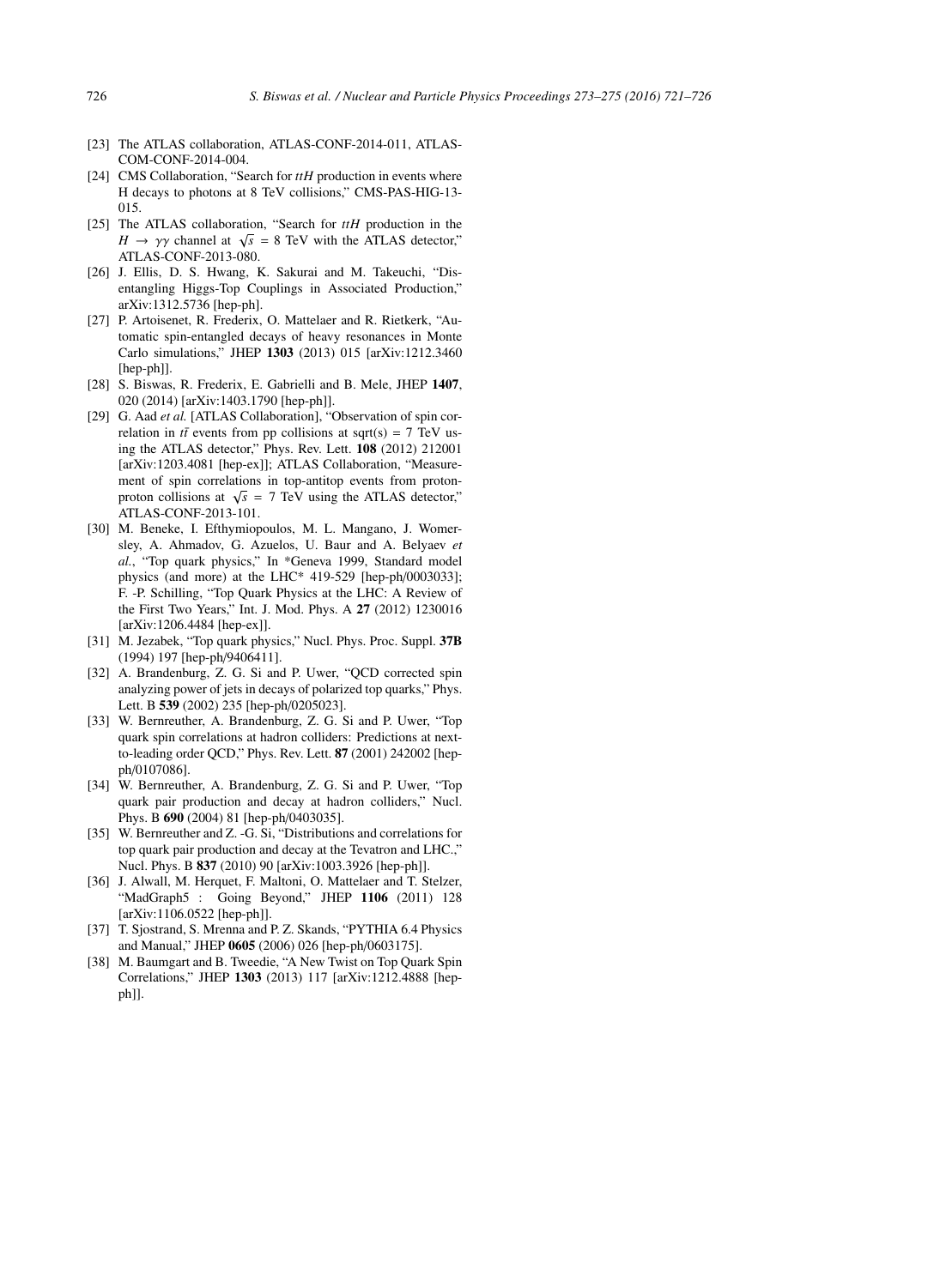[23] The ATLAS collaboration, ATLAS-CONF-2014-011, ATLAS-COM-CONF-2014-004.

[24] CMS Collaboration, "Search for *ttH* production in events where H decays to photons at 8 TeV collisions," CMS-PAS-HIG-13-015.

[25] The ATLAS collaboration, "Search for *ttH* production in the $H \rightarrow \gamma\gamma$ channel at $\sqrt{s} = 8$ TeV with the ATLAS detector," ATLAS-CONF-2013-080.

[26] J. Ellis, D. S. Hwang, K. Sakurai and M. Takeuchi, "Disentangling Higgs-Top Couplings in Associated Production," arXiv:1312.5736 [hep-ph].

[27] P. Artoisenet, R. Frederix, O. Mattelaer and R. Rietkerk, "Automatic spin-entangled decays of heavy resonances in Monte Carlo simulations," JHEP **1303** (2013) 015 [arXiv:1212.3460 [hep-ph]].

[28] S. Biswas, R. Frederix, E. Gabrielli and B. Mele, JHEP **1407**, 020 (2014) [arXiv:1403.1790 [hep-ph]].

[29] G. Aad *et al.* [ATLAS Collaboration], "Observation of spin correlation in $t\bar{t}$ events from pp collisions at sqrt(s) = 7 TeV using the ATLAS detector," Phys. Rev. Lett. **108** (2012) 212001 [arXiv:1203.4081 [hep-ex]]; ATLAS Collaboration, "Measurement of spin correlations in top-antitop events from proton-proton collisions at $\sqrt{s} = 7$ TeV using the ATLAS detector," ATLAS-CONF-2013-101.

[30] M. Beneke, I. Efthymiopoulos, M. L. Mangano, J. Womersley, A. Ahmadov, G. Azuelos, U. Baur and A. Belyaev *et al.*, "Top quark physics," In *Geneva 1999, Standard model physics (and more) at the LHC* 419-529 [hep-ph/0003033]; F. -P. Schilling, "Top Quark Physics at the LHC: A Review of the First Two Years," Int. J. Mod. Phys. A **27** (2012) 1230016 [arXiv:1206.4484 [hep-ex]].

[31] M. Jezabek, "Top quark physics," Nucl. Phys. Proc. Suppl. **37B** (1994) 197 [hep-ph/9406411].

[32] A. Brandenburg, Z. G. Si and P. Uwer, "QCD corrected spin analyzing power of jets in decays of polarized top quarks," Phys. Lett. B **539** (2002) 235 [hep-ph/0205023].

[33] W. Bernreuther, A. Brandenburg, Z. G. Si and P. Uwer, "Top quark spin correlations at hadron colliders: Predictions at next-to-leading order QCD," Phys. Rev. Lett. **87** (2001) 242002 [hep-ph/0107086].

[34] W. Bernreuther, A. Brandenburg, Z. G. Si and P. Uwer, "Top quark pair production and decay at hadron colliders," Nucl. Phys. B **690** (2004) 81 [hep-ph/0403035].

[35] W. Bernreuther and Z. -G. Si, "Distributions and correlations for top quark pair production and decay at the Tevatron and LHC.," Nucl. Phys. B **837** (2010) 90 [arXiv:1003.3926 [hep-ph]].

[36] J. Alwall, M. Herquet, F. Maltoni, O. Mattelaer and T. Stelzer, "MadGraph5 : Going Beyond," JHEP **1106** (2011) 128 [arXiv:1106.0522 [hep-ph]].

[37] T. Sjostrand, S. Mrenna and P. Z. Skands, "PYTHIA 6.4 Physics and Manual," JHEP **0605** (2006) 026 [hep-ph/0603175].

[38] M. Baumgart and B. Tweedie, "A New Twist on Top Quark Spin Correlations," JHEP **1303** (2013) 117 [arXiv:1212.4888 [hep-ph]].